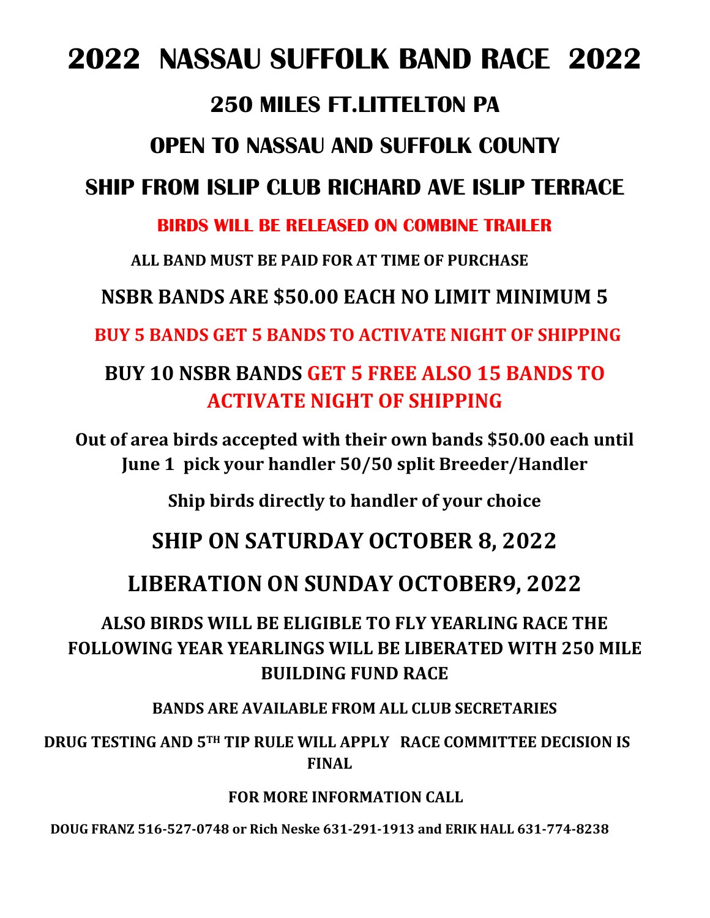# 2022 NASSAU SUFFOLK BAND RACE 2022

## 250 MILES FT.LITTELTON PA

## OPEN TO NASSAU AND SUFFOLK COUNTY

## SHIP FROM ISLIP CLUB RICHARD AVE ISLIP TERRACE

**BIRDS WILL BE RELEASED ON COMBINE TRAILER**

**ALL BAND MUST BE PAID FOR AT TIME OF PURCHASE**

**NSBR BANDS ARE $50.00 EACH NO LIMIT MINIMUM 5**

**BUY 5 BANDS GET 5 BANDS TO ACTIVATE NIGHT OF SHIPPING**

**BUY 10 NSBR BANDS GET 5 FREE ALSO 15 BANDS TO ACTIVATE NIGHT OF SHIPPING**

**Out of area birds accepted with their own bands $50.00 each until June 1 pick your handler 50/50 split Breeder/Handler**

**Ship birds directly to handler of your choice**

## SHIP ON SATURDAY OCTOBER 8, 2022

## LIBERATION ON SUNDAY OCTOBER9, 2022

**ALSO BIRDS WILL BE ELIGIBLE TO FLY YEARLING RACE THE FOLLOWING YEAR YEARLINGS WILL BE LIBERATED WITH 250 MILE BUILDING FUND RACE**

**BANDS ARE AVAILABLE FROM ALL CLUB SECRETARIES**

**DRUG TESTING AND 5TH TIP RULE WILL APPLY RACE COMMITTEE DECISION IS FINAL**

**FOR MORE INFORMATION CALL**

**DOUG FRANZ 516-527-0748 or Rich Neske 631-291-1913 and ERIK HALL 631-774-8238**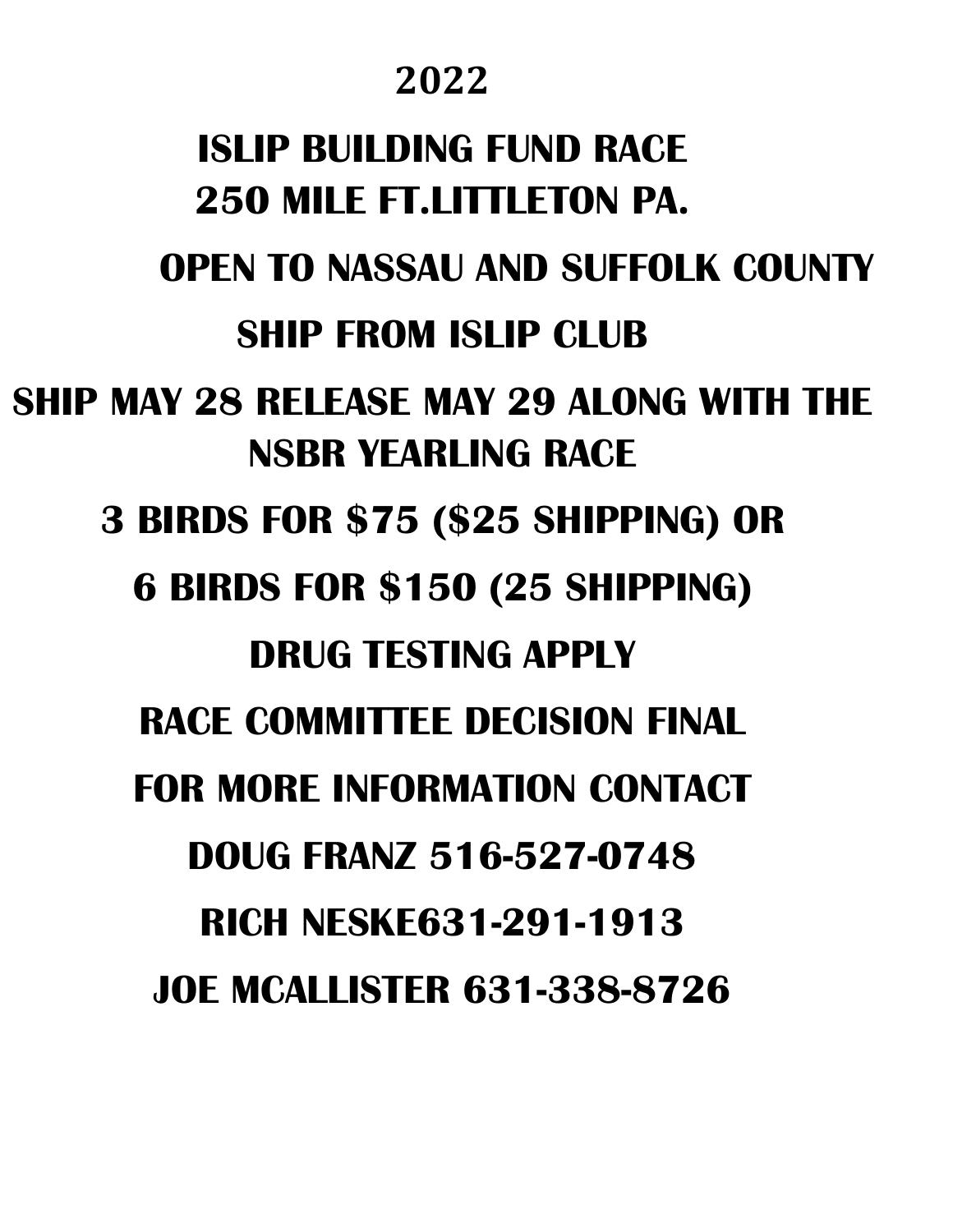**2022**

# ISLIP BUILDING FUND RACE
# 250 MILE FT.LITTLETON PA.

**OPEN TO NASSAU AND SUFFOLK COUNTY**

**SHIP FROM ISLIP CLUB**

**SHIP MAY 28 RELEASE MAY 29 ALONG WITH THE NSBR YEARLING RACE**

**3 BIRDS FOR $75 ($25 SHIPPING) OR**

**6 BIRDS FOR $150 (25 SHIPPING)**

**DRUG TESTING APPLY**

**RACE COMMITTEE DECISION FINAL**

**FOR MORE INFORMATION CONTACT**

**DOUG FRANZ 516-527-0748**

**RICH NESKE631-291-1913**

**JOE MCALLISTER 631-338-8726**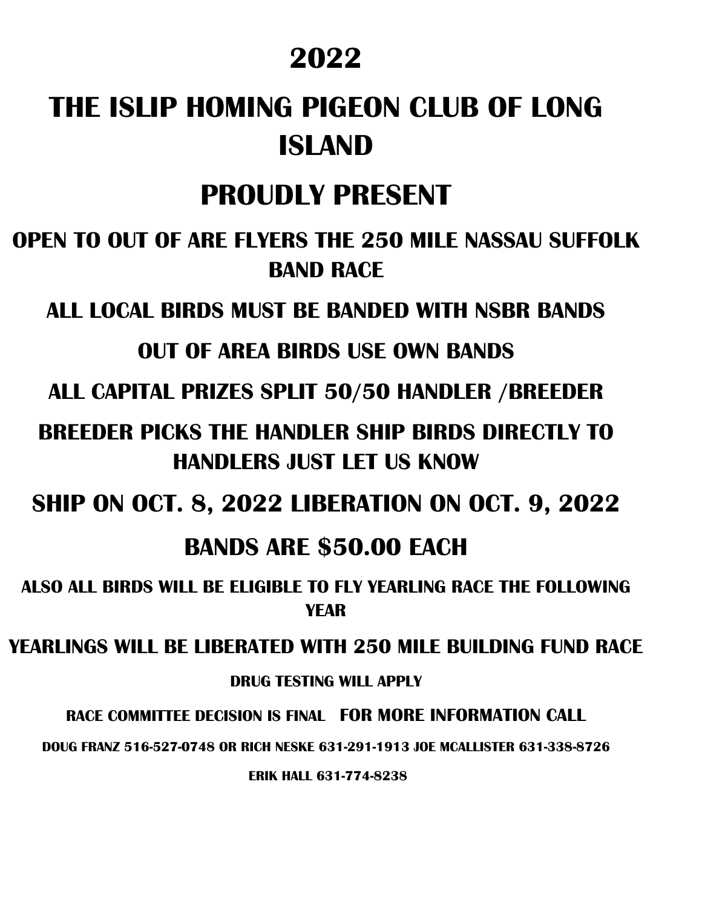# 2022

# THE ISLIP HOMING PIGEON CLUB OF LONG ISLAND

# PROUDLY PRESENT

## OPEN TO OUT OF ARE FLYERS THE 250 MILE NASSAU SUFFOLK BAND RACE

## ALL LOCAL BIRDS MUST BE BANDED WITH NSBR BANDS

## OUT OF AREA BIRDS USE OWN BANDS

## ALL CAPITAL PRIZES SPLIT 50/50 HANDLER /BREEDER

## BREEDER PICKS THE HANDLER SHIP BIRDS DIRECTLY TO HANDLERS JUST LET US KNOW

## SHIP ON OCT. 8, 2022 LIBERATION ON OCT. 9, 2022

## BANDS ARE $50.00 EACH

**ALSO ALL BIRDS WILL BE ELIGIBLE TO FLY YEARLING RACE THE FOLLOWING YEAR**

**YEARLINGS WILL BE LIBERATED WITH 250 MILE BUILDING FUND RACE**

**DRUG TESTING WILL APPLY**

**RACE COMMITTEE DECISION IS FINAL FOR MORE INFORMATION CALL**

**DOUG FRANZ 516-527-0748 OR RICH NESKE 631-291-1913 JOE MCALLISTER 631-338-8726**

**ERIK HALL 631-774-8238**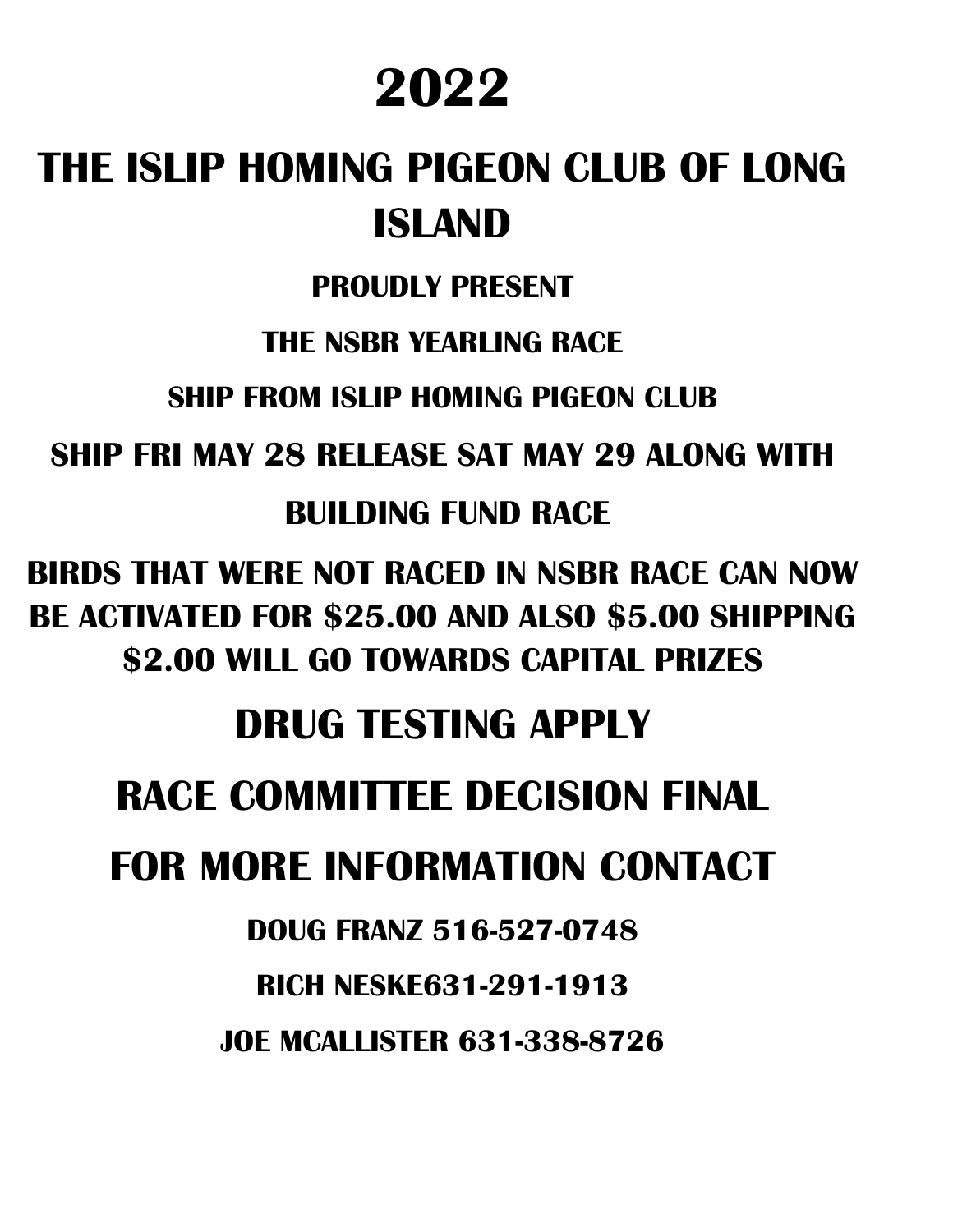# 2022

# THE ISLIP HOMING PIGEON CLUB OF LONG ISLAND

**PROUDLY PRESENT**

**THE NSBR YEARLING RACE**

**SHIP FROM ISLIP HOMING PIGEON CLUB**

**SHIP FRI MAY 28 RELEASE SAT MAY 29 ALONG WITH**

**BUILDING FUND RACE**

**BIRDS THAT WERE NOT RACED IN NSBR RACE CAN NOW BE ACTIVATED FOR $25.00 AND ALSO $5.00 SHIPPING $2.00 WILL GO TOWARDS CAPITAL PRIZES**

## DRUG TESTING APPLY

## RACE COMMITTEE DECISION FINAL

## FOR MORE INFORMATION CONTACT

**DOUG FRANZ 516-527-0748**

**RICH NESKE631-291-1913**

**JOE MCALLISTER 631-338-8726**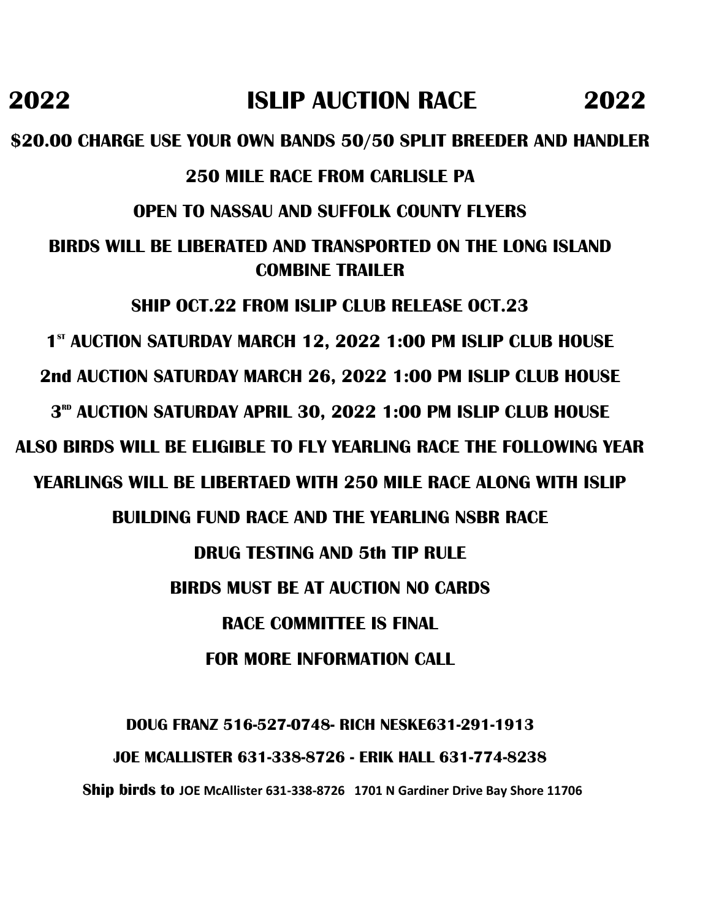# 2022 ISLIP AUCTION RACE 2022

**$20.00 CHARGE USE YOUR OWN BANDS 50/50 SPLIT BREEDER AND HANDLER**

**250 MILE RACE FROM CARLISLE PA**

**OPEN TO NASSAU AND SUFFOLK COUNTY FLYERS**

**BIRDS WILL BE LIBERATED AND TRANSPORTED ON THE LONG ISLAND COMBINE TRAILER**

**SHIP OCT.22 FROM ISLIP CLUB RELEASE OCT.23**

**1ST AUCTION SATURDAY MARCH 12, 2022 1:00 PM ISLIP CLUB HOUSE**

**2nd AUCTION SATURDAY MARCH 26, 2022 1:00 PM ISLIP CLUB HOUSE**

**3RD AUCTION SATURDAY APRIL 30, 2022 1:00 PM ISLIP CLUB HOUSE**

**ALSO BIRDS WILL BE ELIGIBLE TO FLY YEARLING RACE THE FOLLOWING YEAR**

**YEARLINGS WILL BE LIBERTAED WITH 250 MILE RACE ALONG WITH ISLIP BUILDING FUND RACE AND THE YEARLING NSBR RACE**

**DRUG TESTING AND 5th TIP RULE**

**BIRDS MUST BE AT AUCTION NO CARDS**

**RACE COMMITTEE IS FINAL**

**FOR MORE INFORMATION CALL**

**DOUG FRANZ 516-527-0748- RICH NESKE631-291-1913**

**JOE MCALLISTER 631-338-8726 - ERIK HALL 631-774-8238**

**Ship birds to JOE McAllister 631-338-8726 1701 N Gardiner Drive Bay Shore 11706**